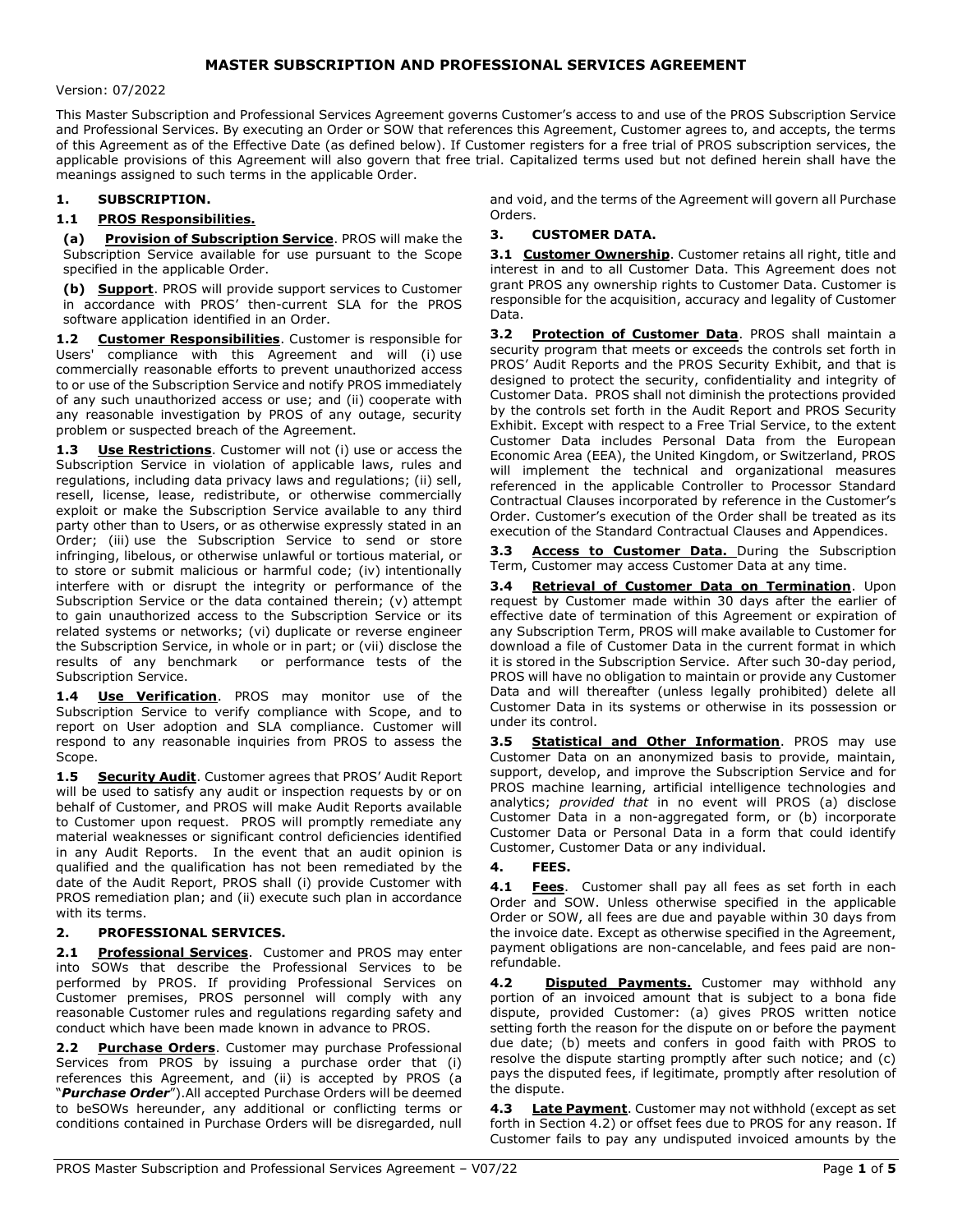# MASTER SUBSCRIPTION AND PROFESSIONAL SERVICES AGREEMENT

Version: 07/2022

This Master Subscription and Professional Services Agreement governs Customer's access to and use of the PROS Subscription Service and Professional Services. By executing an Order or SOW that references this Agreement, Customer agrees to, and accepts, the terms of this Agreement as of the Effective Date (as defined below). If Customer registers for a free trial of PROS subscription services, the applicable provisions of this Agreement will also govern that free trial. Capitalized terms used but not defined herein shall have the meanings assigned to such terms in the applicable Order.

## 1. SUBSCRIPTION.

### 1.1 PROS Responsibilities.

**(a) Provision of Subscription Service**. PROS will make the Subscription Service available for use pursuant to the Scope specified in the applicable Order.

**(b) Support**. PROS will provide support services to Customer in accordance with PROS' then-current SLA for the PROS software application identified in an Order.

**1.2 Customer Responsibilities**. Customer is responsible for Users' compliance with this Agreement and will (i) use commercially reasonable efforts to prevent unauthorized access to or use of the Subscription Service and notify PROS immediately of any such unauthorized access or use; and (ii) cooperate with any reasonable investigation by PROS of any outage, security problem or suspected breach of the Agreement.

**1.3 Use Restrictions**. Customer will not (i) use or access the Subscription Service in violation of applicable laws, rules and regulations, including data privacy laws and regulations; (ii) sell, resell, license, lease, redistribute, or otherwise commercially exploit or make the Subscription Service available to any third party other than to Users, or as otherwise expressly stated in an Order; (iii) use the Subscription Service to send or store infringing, libelous, or otherwise unlawful or tortious material, or to store or submit malicious or harmful code; (iv) intentionally interfere with or disrupt the integrity or performance of the Subscription Service or the data contained therein; (v) attempt to gain unauthorized access to the Subscription Service or its related systems or networks; (vi) duplicate or reverse engineer the Subscription Service, in whole or in part; or (vii) disclose the results of any benchmark or performance tests of the Subscription Service.

**1.4 Use Verification**. PROS may monitor use of the Subscription Service to verify compliance with Scope, and to report on User adoption and SLA compliance. Customer will respond to any reasonable inquiries from PROS to assess the Scope.

**1.5 Security Audit**. Customer agrees that PROS' Audit Report will be used to satisfy any audit or inspection requests by or on behalf of Customer, and PROS will make Audit Reports available to Customer upon request. PROS will promptly remediate any material weaknesses or significant control deficiencies identified in any Audit Reports. In the event that an audit opinion is qualified and the qualification has not been remediated by the date of the Audit Report, PROS shall (i) provide Customer with PROS remediation plan; and (ii) execute such plan in accordance with its terms.

## 2. PROFESSIONAL SERVICES.

**2.1 Professional Services**. Customer and PROS may enter into SOWs that describe the Professional Services to be performed by PROS. If providing Professional Services on Customer premises, PROS personnel will comply with any reasonable Customer rules and regulations regarding safety and conduct which have been made known in advance to PROS.

**2.2 Purchase Orders**. Customer may purchase Professional Services from PROS by issuing a purchase order that (i) references this Agreement, and (ii) is accepted by PROS (a "***Purchase Order***").All accepted Purchase Orders will be deemed to beSOWs hereunder, any additional or conflicting terms or conditions contained in Purchase Orders will be disregarded, null and void, and the terms of the Agreement will govern all Purchase Orders.

## 3. CUSTOMER DATA.

**3.1 Customer Ownership**. Customer retains all right, title and interest in and to all Customer Data. This Agreement does not grant PROS any ownership rights to Customer Data. Customer is responsible for the acquisition, accuracy and legality of Customer Data.

**3.2 Protection of Customer Data**. PROS shall maintain a security program that meets or exceeds the controls set forth in PROS' Audit Reports and the PROS Security Exhibit, and that is designed to protect the security, confidentiality and integrity of Customer Data. PROS shall not diminish the protections provided by the controls set forth in the Audit Report and PROS Security Exhibit. Except with respect to a Free Trial Service, to the extent Customer Data includes Personal Data from the European Economic Area (EEA), the United Kingdom, or Switzerland, PROS will implement the technical and organizational measures referenced in the applicable Controller to Processor Standard Contractual Clauses incorporated by reference in the Customer's Order. Customer's execution of the Order shall be treated as its execution of the Standard Contractual Clauses and Appendices.

**3.3 Access to Customer Data.** During the Subscription Term, Customer may access Customer Data at any time.

**3.4 Retrieval of Customer Data on Termination**. Upon request by Customer made within 30 days after the earlier of effective date of termination of this Agreement or expiration of any Subscription Term, PROS will make available to Customer for download a file of Customer Data in the current format in which it is stored in the Subscription Service. After such 30-day period, PROS will have no obligation to maintain or provide any Customer Data and will thereafter (unless legally prohibited) delete all Customer Data in its systems or otherwise in its possession or under its control.

**3.5 Statistical and Other Information**. PROS may use Customer Data on an anonymized basis to provide, maintain, support, develop, and improve the Subscription Service and for PROS machine learning, artificial intelligence technologies and analytics; *provided that* in no event will PROS (a) disclose Customer Data in a non-aggregated form, or (b) incorporate Customer Data or Personal Data in a form that could identify Customer, Customer Data or any individual.

## 4. FEES.

**4.1 Fees**. Customer shall pay all fees as set forth in each Order and SOW. Unless otherwise specified in the applicable Order or SOW, all fees are due and payable within 30 days from the invoice date. Except as otherwise specified in the Agreement, payment obligations are non-cancelable, and fees paid are non-refundable.

**4.2 Disputed Payments.** Customer may withhold any portion of an invoiced amount that is subject to a bona fide dispute, provided Customer: (a) gives PROS written notice setting forth the reason for the dispute on or before the payment due date; (b) meets and confers in good faith with PROS to resolve the dispute starting promptly after such notice; and (c) pays the disputed fees, if legitimate, promptly after resolution of the dispute.

**4.3 Late Payment**. Customer may not withhold (except as set forth in Section 4.2) or offset fees due to PROS for any reason. If Customer fails to pay any undisputed invoiced amounts by the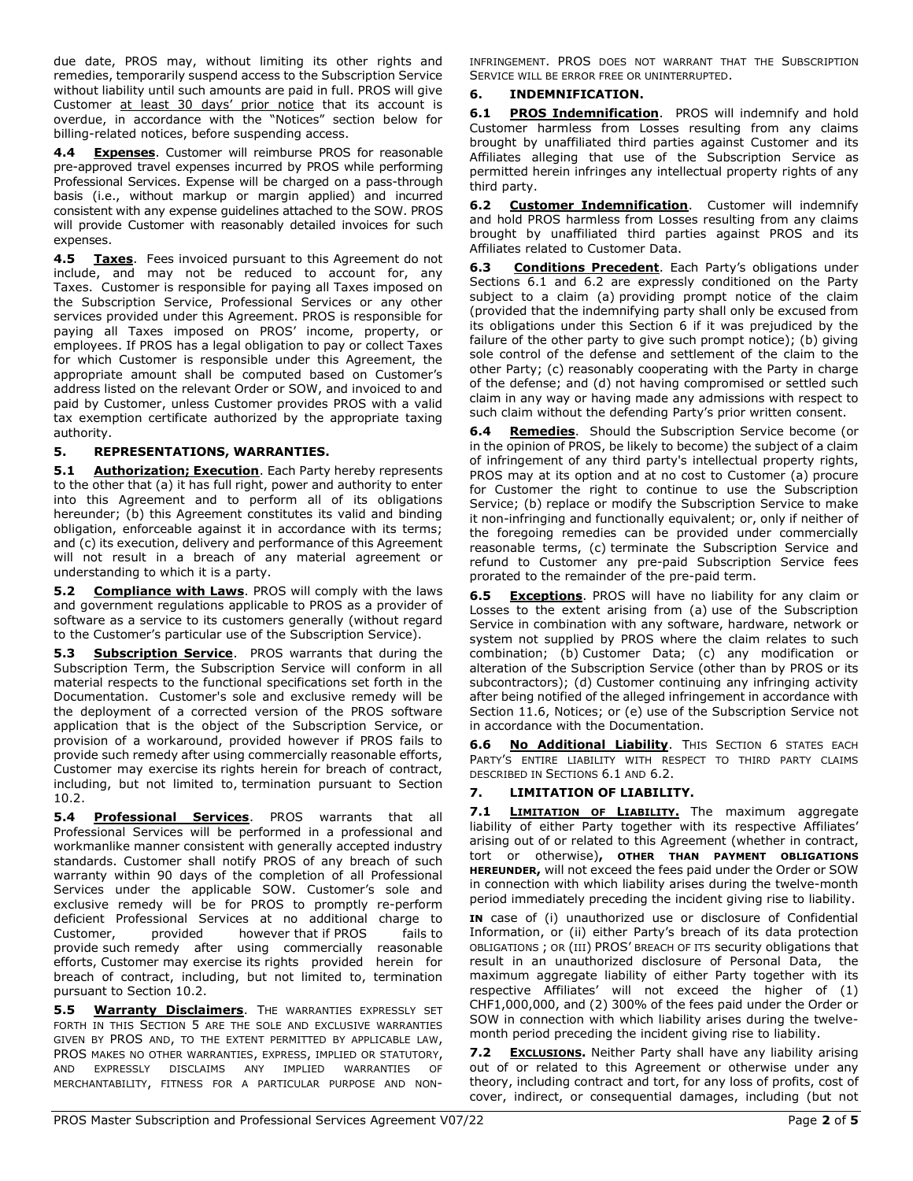due date, PROS may, without limiting its other rights and remedies, temporarily suspend access to the Subscription Service without liability until such amounts are paid in full. PROS will give Customer at least 30 days' prior notice that its account is overdue, in accordance with the "Notices" section below for billing-related notices, before suspending access.

**4.4 Expenses**. Customer will reimburse PROS for reasonable pre-approved travel expenses incurred by PROS while performing Professional Services. Expense will be charged on a pass-through basis (i.e., without markup or margin applied) and incurred consistent with any expense guidelines attached to the SOW. PROS will provide Customer with reasonably detailed invoices for such expenses.

**4.5 Taxes**. Fees invoiced pursuant to this Agreement do not include, and may not be reduced to account for, any Taxes. Customer is responsible for paying all Taxes imposed on the Subscription Service, Professional Services or any other services provided under this Agreement. PROS is responsible for paying all Taxes imposed on PROS' income, property, or employees. If PROS has a legal obligation to pay or collect Taxes for which Customer is responsible under this Agreement, the appropriate amount shall be computed based on Customer's address listed on the relevant Order or SOW, and invoiced to and paid by Customer, unless Customer provides PROS with a valid tax exemption certificate authorized by the appropriate taxing authority.

## 5. REPRESENTATIONS, WARRANTIES.

**5.1 Authorization; Execution**. Each Party hereby represents to the other that (a) it has full right, power and authority to enter into this Agreement and to perform all of its obligations hereunder; (b) this Agreement constitutes its valid and binding obligation, enforceable against it in accordance with its terms; and (c) its execution, delivery and performance of this Agreement will not result in a breach of any material agreement or understanding to which it is a party.

**5.2 Compliance with Laws**. PROS will comply with the laws and government regulations applicable to PROS as a provider of software as a service to its customers generally (without regard to the Customer's particular use of the Subscription Service).

**5.3 Subscription Service**. PROS warrants that during the Subscription Term, the Subscription Service will conform in all material respects to the functional specifications set forth in the Documentation. Customer's sole and exclusive remedy will be the deployment of a corrected version of the PROS software application that is the object of the Subscription Service, or provision of a workaround, provided however if PROS fails to provide such remedy after using commercially reasonable efforts, Customer may exercise its rights herein for breach of contract, including, but not limited to, termination pursuant to Section 10.2.

**5.4 Professional Services**. PROS warrants that all Professional Services will be performed in a professional and workmanlike manner consistent with generally accepted industry standards. Customer shall notify PROS of any breach of such warranty within 90 days of the completion of all Professional Services under the applicable SOW. Customer's sole and exclusive remedy will be for PROS to promptly re-perform deficient Professional Services at no additional charge to Customer, provided however that if PROS fails to provide such remedy after using commercially reasonable efforts, Customer may exercise its rights provided herein for breach of contract, including, but not limited to, termination pursuant to Section 10.2.

**5.5 Warranty Disclaimers**. THE WARRANTIES EXPRESSLY SET FORTH IN THIS SECTION 5 ARE THE SOLE AND EXCLUSIVE WARRANTIES GIVEN BY PROS AND, TO THE EXTENT PERMITTED BY APPLICABLE LAW, PROS MAKES NO OTHER WARRANTIES, EXPRESS, IMPLIED OR STATUTORY, AND EXPRESSLY DISCLAIMS ANY IMPLIED WARRANTIES OF MERCHANTABILITY, FITNESS FOR A PARTICULAR PURPOSE AND NON-INFRINGEMENT. PROS DOES NOT WARRANT THAT THE SUBSCRIPTION SERVICE WILL BE ERROR FREE OR UNINTERRUPTED.

## 6. INDEMNIFICATION.

**6.1 PROS Indemnification**. PROS will indemnify and hold Customer harmless from Losses resulting from any claims brought by unaffiliated third parties against Customer and its Affiliates alleging that use of the Subscription Service as permitted herein infringes any intellectual property rights of any third party.

**6.2 Customer Indemnification**. Customer will indemnify and hold PROS harmless from Losses resulting from any claims brought by unaffiliated third parties against PROS and its Affiliates related to Customer Data.

**6.3 Conditions Precedent**. Each Party's obligations under Sections 6.1 and 6.2 are expressly conditioned on the Party subject to a claim (a) providing prompt notice of the claim (provided that the indemnifying party shall only be excused from its obligations under this Section 6 if it was prejudiced by the failure of the other party to give such prompt notice); (b) giving sole control of the defense and settlement of the claim to the other Party; (c) reasonably cooperating with the Party in charge of the defense; and (d) not having compromised or settled such claim in any way or having made any admissions with respect to such claim without the defending Party's prior written consent.

**6.4 Remedies**. Should the Subscription Service become (or in the opinion of PROS, be likely to become) the subject of a claim of infringement of any third party's intellectual property rights, PROS may at its option and at no cost to Customer (a) procure for Customer the right to continue to use the Subscription Service; (b) replace or modify the Subscription Service to make it non-infringing and functionally equivalent; or, only if neither of the foregoing remedies can be provided under commercially reasonable terms, (c) terminate the Subscription Service and refund to Customer any pre-paid Subscription Service fees prorated to the remainder of the pre-paid term.

**6.5 Exceptions**. PROS will have no liability for any claim or Losses to the extent arising from (a) use of the Subscription Service in combination with any software, hardware, network or system not supplied by PROS where the claim relates to such combination; (b) Customer Data; (c) any modification or alteration of the Subscription Service (other than by PROS or its subcontractors); (d) Customer continuing any infringing activity after being notified of the alleged infringement in accordance with Section 11.6, Notices; or (e) use of the Subscription Service not in accordance with the Documentation.

**6.6 No Additional Liability**. THIS SECTION 6 STATES EACH PARTY'S ENTIRE LIABILITY WITH RESPECT TO THIRD PARTY CLAIMS DESCRIBED IN SECTIONS 6.1 AND 6.2.

## 7. LIMITATION OF LIABILITY.

**7.1 LIMITATION OF LIABILITY.** The maximum aggregate liability of either Party together with its respective Affiliates' arising out of or related to this Agreement (whether in contract, tort or otherwise)**, OTHER THAN PAYMENT OBLIGATIONS HEREUNDER,** will not exceed the fees paid under the Order or SOW in connection with which liability arises during the twelve-month period immediately preceding the incident giving rise to liability.

**IN** case of (i) unauthorized use or disclosure of Confidential Information, or (ii) either Party's breach of its data protection OBLIGATIONS ; OR (III) PROS' BREACH OF ITS security obligations that result in an unauthorized disclosure of Personal Data, the maximum aggregate liability of either Party together with its respective Affiliates' will not exceed the higher of (1) CHF1,000,000, and (2) 300% of the fees paid under the Order or SOW in connection with which liability arises during the twelve-month period preceding the incident giving rise to liability.

**7.2 EXCLUSIONS.** Neither Party shall have any liability arising out of or related to this Agreement or otherwise under any theory, including contract and tort, for any loss of profits, cost of cover, indirect, or consequential damages, including (but not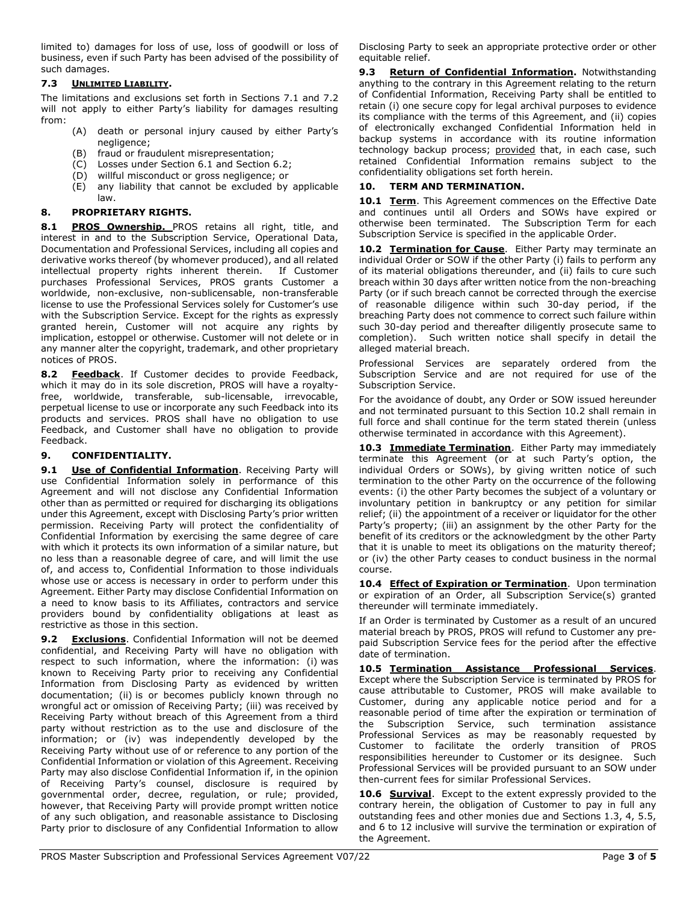limited to) damages for loss of use, loss of goodwill or loss of business, even if such Party has been advised of the possibility of such damages.

### 7.3 Unlimited Liability.

The limitations and exclusions set forth in Sections 7.1 and 7.2 will not apply to either Party's liability for damages resulting from:

(A) death or personal injury caused by either Party's negligence;
(B) fraud or fraudulent misrepresentation;
(C) Losses under Section 6.1 and Section 6.2;
(D) willful misconduct or gross negligence; or
(E) any liability that cannot be excluded by applicable law.

## 8. PROPRIETARY RIGHTS.

**8.1 PROS Ownership.** PROS retains all right, title, and interest in and to the Subscription Service, Operational Data, Documentation and Professional Services, including all copies and derivative works thereof (by whomever produced), and all related intellectual property rights inherent therein. If Customer purchases Professional Services, PROS grants Customer a worldwide, non-exclusive, non-sublicensable, non-transferable license to use the Professional Services solely for Customer's use with the Subscription Service. Except for the rights as expressly granted herein, Customer will not acquire any rights by implication, estoppel or otherwise. Customer will not delete or in any manner alter the copyright, trademark, and other proprietary notices of PROS.

**8.2 Feedback**. If Customer decides to provide Feedback, which it may do in its sole discretion, PROS will have a royalty-free, worldwide, transferable, sub-licensable, irrevocable, perpetual license to use or incorporate any such Feedback into its products and services. PROS shall have no obligation to use Feedback, and Customer shall have no obligation to provide Feedback.

## 9. CONFIDENTIALITY.

**9.1 Use of Confidential Information**. Receiving Party will use Confidential Information solely in performance of this Agreement and will not disclose any Confidential Information other than as permitted or required for discharging its obligations under this Agreement, except with Disclosing Party's prior written permission. Receiving Party will protect the confidentiality of Confidential Information by exercising the same degree of care with which it protects its own information of a similar nature, but no less than a reasonable degree of care, and will limit the use of, and access to, Confidential Information to those individuals whose use or access is necessary in order to perform under this Agreement. Either Party may disclose Confidential Information on a need to know basis to its Affiliates, contractors and service providers bound by confidentiality obligations at least as restrictive as those in this section.

**9.2 Exclusions**. Confidential Information will not be deemed confidential, and Receiving Party will have no obligation with respect to such information, where the information: (i) was known to Receiving Party prior to receiving any Confidential Information from Disclosing Party as evidenced by written documentation; (ii) is or becomes publicly known through no wrongful act or omission of Receiving Party; (iii) was received by Receiving Party without breach of this Agreement from a third party without restriction as to the use and disclosure of the information; or (iv) was independently developed by the Receiving Party without use of or reference to any portion of the Confidential Information or violation of this Agreement. Receiving Party may also disclose Confidential Information if, in the opinion of Receiving Party's counsel, disclosure is required by governmental order, decree, regulation, or rule; provided, however, that Receiving Party will provide prompt written notice of any such obligation, and reasonable assistance to Disclosing Party prior to disclosure of any Confidential Information to allow Disclosing Party to seek an appropriate protective order or other equitable relief.

**9.3 Return of Confidential Information.** Notwithstanding anything to the contrary in this Agreement relating to the return of Confidential Information, Receiving Party shall be entitled to retain (i) one secure copy for legal archival purposes to evidence its compliance with the terms of this Agreement, and (ii) copies of electronically exchanged Confidential Information held in backup systems in accordance with its routine information technology backup process; provided that, in each case, such retained Confidential Information remains subject to the confidentiality obligations set forth herein.

## 10. TERM AND TERMINATION.

**10.1 Term**. This Agreement commences on the Effective Date and continues until all Orders and SOWs have expired or otherwise been terminated. The Subscription Term for each Subscription Service is specified in the applicable Order.

**10.2 Termination for Cause**. Either Party may terminate an individual Order or SOW if the other Party (i) fails to perform any of its material obligations thereunder, and (ii) fails to cure such breach within 30 days after written notice from the non-breaching Party (or if such breach cannot be corrected through the exercise of reasonable diligence within such 30-day period, if the breaching Party does not commence to correct such failure within such 30-day period and thereafter diligently prosecute same to completion). Such written notice shall specify in detail the alleged material breach.

Professional Services are separately ordered from the Subscription Service and are not required for use of the Subscription Service.

For the avoidance of doubt, any Order or SOW issued hereunder and not terminated pursuant to this Section 10.2 shall remain in full force and shall continue for the term stated therein (unless otherwise terminated in accordance with this Agreement).

**10.3 Immediate Termination**. Either Party may immediately terminate this Agreement (or at such Party's option, the individual Orders or SOWs), by giving written notice of such termination to the other Party on the occurrence of the following events: (i) the other Party becomes the subject of a voluntary or involuntary petition in bankruptcy or any petition for similar relief; (ii) the appointment of a receiver or liquidator for the other Party's property; (iii) an assignment by the other Party for the benefit of its creditors or the acknowledgment by the other Party that it is unable to meet its obligations on the maturity thereof; or (iv) the other Party ceases to conduct business in the normal course.

**10.4 Effect of Expiration or Termination**. Upon termination or expiration of an Order, all Subscription Service(s) granted thereunder will terminate immediately.

If an Order is terminated by Customer as a result of an uncured material breach by PROS, PROS will refund to Customer any pre-paid Subscription Service fees for the period after the effective date of termination.

**10.5 Termination Assistance Professional Services**. Except where the Subscription Service is terminated by PROS for cause attributable to Customer, PROS will make available to Customer, during any applicable notice period and for a reasonable period of time after the expiration or termination of the Subscription Service, such termination assistance Professional Services as may be reasonably requested by Customer to facilitate the orderly transition of PROS responsibilities hereunder to Customer or its designee. Such Professional Services will be provided pursuant to an SOW under then-current fees for similar Professional Services.

**10.6 Survival**. Except to the extent expressly provided to the contrary herein, the obligation of Customer to pay in full any outstanding fees and other monies due and Sections 1.3, 4, 5.5, and 6 to 12 inclusive will survive the termination or expiration of the Agreement.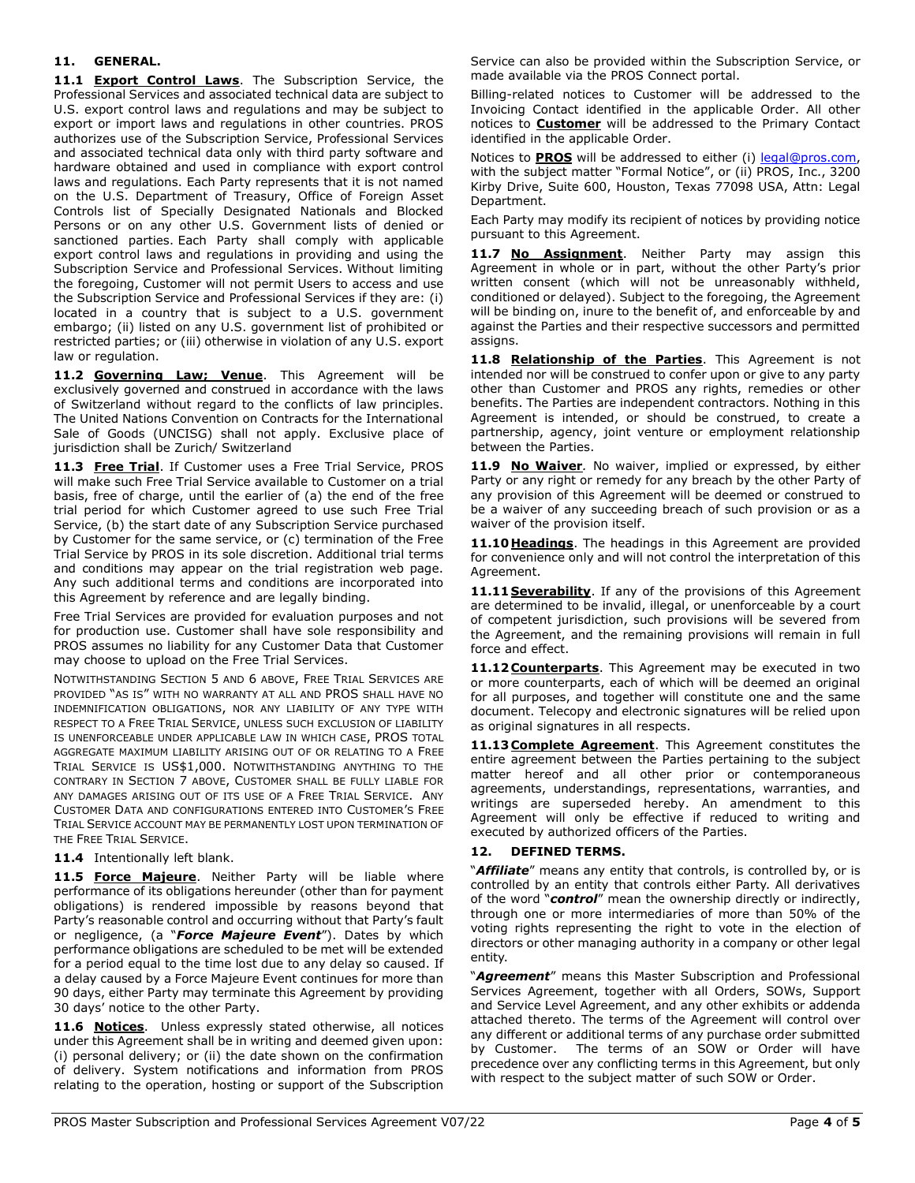## 11. GENERAL.

**11.1 Export Control Laws**. The Subscription Service, the Professional Services and associated technical data are subject to U.S. export control laws and regulations and may be subject to export or import laws and regulations in other countries. PROS authorizes use of the Subscription Service, Professional Services and associated technical data only with third party software and hardware obtained and used in compliance with export control laws and regulations. Each Party represents that it is not named on the U.S. Department of Treasury, Office of Foreign Asset Controls list of Specially Designated Nationals and Blocked Persons or on any other U.S. Government lists of denied or sanctioned parties. Each Party shall comply with applicable export control laws and regulations in providing and using the Subscription Service and Professional Services. Without limiting the foregoing, Customer will not permit Users to access and use the Subscription Service and Professional Services if they are: (i) located in a country that is subject to a U.S. government embargo; (ii) listed on any U.S. government list of prohibited or restricted parties; or (iii) otherwise in violation of any U.S. export law or regulation.

**11.2 Governing Law; Venue**. This Agreement will be exclusively governed and construed in accordance with the laws of Switzerland without regard to the conflicts of law principles. The United Nations Convention on Contracts for the International Sale of Goods (UNCISG) shall not apply. Exclusive place of jurisdiction shall be Zurich/ Switzerland

**11.3 Free Trial**. If Customer uses a Free Trial Service, PROS will make such Free Trial Service available to Customer on a trial basis, free of charge, until the earlier of (a) the end of the free trial period for which Customer agreed to use such Free Trial Service, (b) the start date of any Subscription Service purchased by Customer for the same service, or (c) termination of the Free Trial Service by PROS in its sole discretion. Additional trial terms and conditions may appear on the trial registration web page. Any such additional terms and conditions are incorporated into this Agreement by reference and are legally binding.

Free Trial Services are provided for evaluation purposes and not for production use. Customer shall have sole responsibility and PROS assumes no liability for any Customer Data that Customer may choose to upload on the Free Trial Services.

NOTWITHSTANDING SECTION 5 AND 6 ABOVE, FREE TRIAL SERVICES ARE PROVIDED "AS IS" WITH NO WARRANTY AT ALL AND PROS SHALL HAVE NO INDEMNIFICATION OBLIGATIONS, NOR ANY LIABILITY OF ANY TYPE WITH RESPECT TO A FREE TRIAL SERVICE, UNLESS SUCH EXCLUSION OF LIABILITY IS UNENFORCEABLE UNDER APPLICABLE LAW IN WHICH CASE, PROS TOTAL AGGREGATE MAXIMUM LIABILITY ARISING OUT OF OR RELATING TO A FREE TRIAL SERVICE IS US$1,000. NOTWITHSTANDING ANYTHING TO THE CONTRARY IN SECTION 7 ABOVE, CUSTOMER SHALL BE FULLY LIABLE FOR ANY DAMAGES ARISING OUT OF ITS USE OF A FREE TRIAL SERVICE. ANY CUSTOMER DATA AND CONFIGURATIONS ENTERED INTO CUSTOMER'S FREE TRIAL SERVICE ACCOUNT MAY BE PERMANENTLY LOST UPON TERMINATION OF THE FREE TRIAL SERVICE.

**11.4** Intentionally left blank.

**11.5 Force Majeure**. Neither Party will be liable where performance of its obligations hereunder (other than for payment obligations) is rendered impossible by reasons beyond that Party's reasonable control and occurring without that Party's fault or negligence, (a "***Force Majeure Event***"). Dates by which performance obligations are scheduled to be met will be extended for a period equal to the time lost due to any delay so caused. If a delay caused by a Force Majeure Event continues for more than 90 days, either Party may terminate this Agreement by providing 30 days' notice to the other Party.

**11.6 Notices**. Unless expressly stated otherwise, all notices under this Agreement shall be in writing and deemed given upon: (i) personal delivery; or (ii) the date shown on the confirmation of delivery. System notifications and information from PROS relating to the operation, hosting or support of the Subscription Service can also be provided within the Subscription Service, or made available via the PROS Connect portal.

Billing-related notices to Customer will be addressed to the Invoicing Contact identified in the applicable Order. All other notices to **Customer** will be addressed to the Primary Contact identified in the applicable Order.

Notices to **PROS** will be addressed to either (i) legal@pros.com, with the subject matter "Formal Notice", or (ii) PROS, Inc., 3200 Kirby Drive, Suite 600, Houston, Texas 77098 USA, Attn: Legal Department.

Each Party may modify its recipient of notices by providing notice pursuant to this Agreement.

**11.7 No Assignment**. Neither Party may assign this Agreement in whole or in part, without the other Party's prior written consent (which will not be unreasonably withheld, conditioned or delayed). Subject to the foregoing, the Agreement will be binding on, inure to the benefit of, and enforceable by and against the Parties and their respective successors and permitted assigns.

**11.8 Relationship of the Parties**. This Agreement is not intended nor will be construed to confer upon or give to any party other than Customer and PROS any rights, remedies or other benefits. The Parties are independent contractors. Nothing in this Agreement is intended, or should be construed, to create a partnership, agency, joint venture or employment relationship between the Parties.

**11.9 No Waiver**. No waiver, implied or expressed, by either Party or any right or remedy for any breach by the other Party of any provision of this Agreement will be deemed or construed to be a waiver of any succeeding breach of such provision or as a waiver of the provision itself.

**11.10 Headings**. The headings in this Agreement are provided for convenience only and will not control the interpretation of this Agreement.

**11.11 Severability**. If any of the provisions of this Agreement are determined to be invalid, illegal, or unenforceable by a court of competent jurisdiction, such provisions will be severed from the Agreement, and the remaining provisions will remain in full force and effect.

**11.12 Counterparts**. This Agreement may be executed in two or more counterparts, each of which will be deemed an original for all purposes, and together will constitute one and the same document. Telecopy and electronic signatures will be relied upon as original signatures in all respects.

**11.13 Complete Agreement**. This Agreement constitutes the entire agreement between the Parties pertaining to the subject matter hereof and all other prior or contemporaneous agreements, understandings, representations, warranties, and writings are superseded hereby. An amendment to this Agreement will only be effective if reduced to writing and executed by authorized officers of the Parties.

## 12. DEFINED TERMS.

"***Affiliate***" means any entity that controls, is controlled by, or is controlled by an entity that controls either Party. All derivatives of the word "***control***" mean the ownership directly or indirectly, through one or more intermediaries of more than 50% of the voting rights representing the right to vote in the election of directors or other managing authority in a company or other legal entity.

"***Agreement***" means this Master Subscription and Professional Services Agreement, together with all Orders, SOWs, Support and Service Level Agreement, and any other exhibits or addenda attached thereto. The terms of the Agreement will control over any different or additional terms of any purchase order submitted by Customer. The terms of an SOW or Order will have precedence over any conflicting terms in this Agreement, but only with respect to the subject matter of such SOW or Order.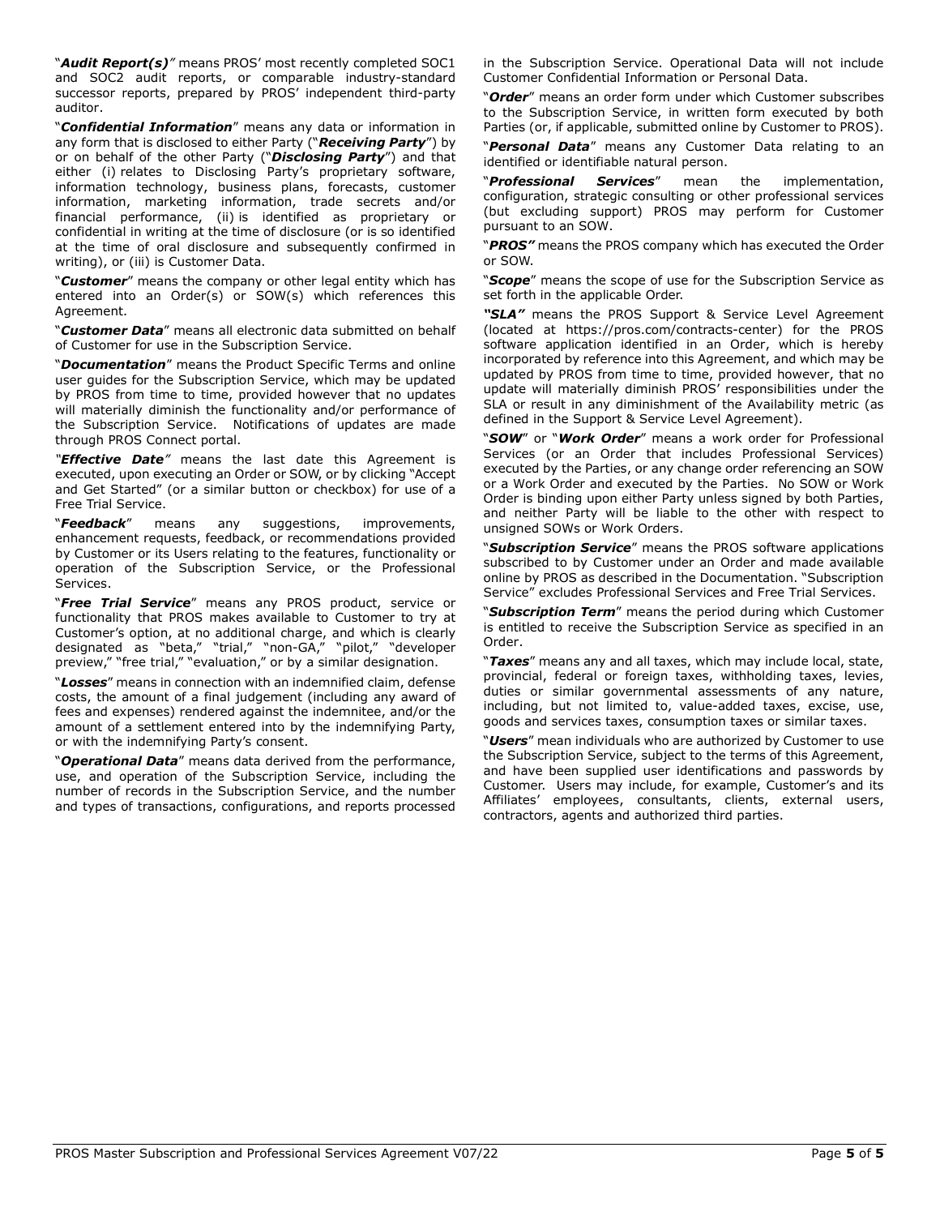"***Audit Report(s)***" means PROS' most recently completed SOC1 and SOC2 audit reports, or comparable industry-standard successor reports, prepared by PROS' independent third-party auditor.

"***Confidential Information***" means any data or information in any form that is disclosed to either Party ("***Receiving Party***") by or on behalf of the other Party ("***Disclosing Party***") and that either (i) relates to Disclosing Party's proprietary software, information technology, business plans, forecasts, customer information, marketing information, trade secrets and/or financial performance, (ii) is identified as proprietary or confidential in writing at the time of disclosure (or is so identified at the time of oral disclosure and subsequently confirmed in writing), or (iii) is Customer Data.

"***Customer***" means the company or other legal entity which has entered into an Order(s) or SOW(s) which references this Agreement.

"***Customer Data***" means all electronic data submitted on behalf of Customer for use in the Subscription Service.

"***Documentation***" means the Product Specific Terms and online user guides for the Subscription Service, which may be updated by PROS from time to time, provided however that no updates will materially diminish the functionality and/or performance of the Subscription Service. Notifications of updates are made through PROS Connect portal.

"***Effective Date***" means the last date this Agreement is executed, upon executing an Order or SOW, or by clicking "Accept and Get Started" (or a similar button or checkbox) for use of a Free Trial Service.

"***Feedback***" means any suggestions, improvements, enhancement requests, feedback, or recommendations provided by Customer or its Users relating to the features, functionality or operation of the Subscription Service, or the Professional Services.

"***Free Trial Service***" means any PROS product, service or functionality that PROS makes available to Customer to try at Customer's option, at no additional charge, and which is clearly designated as "beta," "trial," "non-GA," "pilot," "developer preview," "free trial," "evaluation," or by a similar designation.

"***Losses***" means in connection with an indemnified claim, defense costs, the amount of a final judgement (including any award of fees and expenses) rendered against the indemnitee, and/or the amount of a settlement entered into by the indemnifying Party, or with the indemnifying Party's consent.

"***Operational Data***" means data derived from the performance, use, and operation of the Subscription Service, including the number of records in the Subscription Service, and the number and types of transactions, configurations, and reports processed in the Subscription Service. Operational Data will not include Customer Confidential Information or Personal Data.

"***Order***" means an order form under which Customer subscribes to the Subscription Service, in written form executed by both Parties (or, if applicable, submitted online by Customer to PROS).

"***Personal Data***" means any Customer Data relating to an identified or identifiable natural person.

"***Professional Services***" mean the implementation, configuration, strategic consulting or other professional services (but excluding support) PROS may perform for Customer pursuant to an SOW.

"***PROS***" means the PROS company which has executed the Order or SOW.

"***Scope***" means the scope of use for the Subscription Service as set forth in the applicable Order.

"***SLA***" means the PROS Support & Service Level Agreement (located at https://pros.com/contracts-center) for the PROS software application identified in an Order, which is hereby incorporated by reference into this Agreement, and which may be updated by PROS from time to time, provided however, that no update will materially diminish PROS' responsibilities under the SLA or result in any diminishment of the Availability metric (as defined in the Support & Service Level Agreement).

"***SOW***" or "***Work Order***" means a work order for Professional Services (or an Order that includes Professional Services) executed by the Parties, or any change order referencing an SOW or a Work Order and executed by the Parties. No SOW or Work Order is binding upon either Party unless signed by both Parties, and neither Party will be liable to the other with respect to unsigned SOWs or Work Orders.

"***Subscription Service***" means the PROS software applications subscribed to by Customer under an Order and made available online by PROS as described in the Documentation. "Subscription Service" excludes Professional Services and Free Trial Services.

"***Subscription Term***" means the period during which Customer is entitled to receive the Subscription Service as specified in an Order.

"***Taxes***" means any and all taxes, which may include local, state, provincial, federal or foreign taxes, withholding taxes, levies, duties or similar governmental assessments of any nature, including, but not limited to, value-added taxes, excise, use, goods and services taxes, consumption taxes or similar taxes.

"***Users***" mean individuals who are authorized by Customer to use the Subscription Service, subject to the terms of this Agreement, and have been supplied user identifications and passwords by Customer. Users may include, for example, Customer's and its Affiliates' employees, consultants, clients, external users, contractors, agents and authorized third parties.